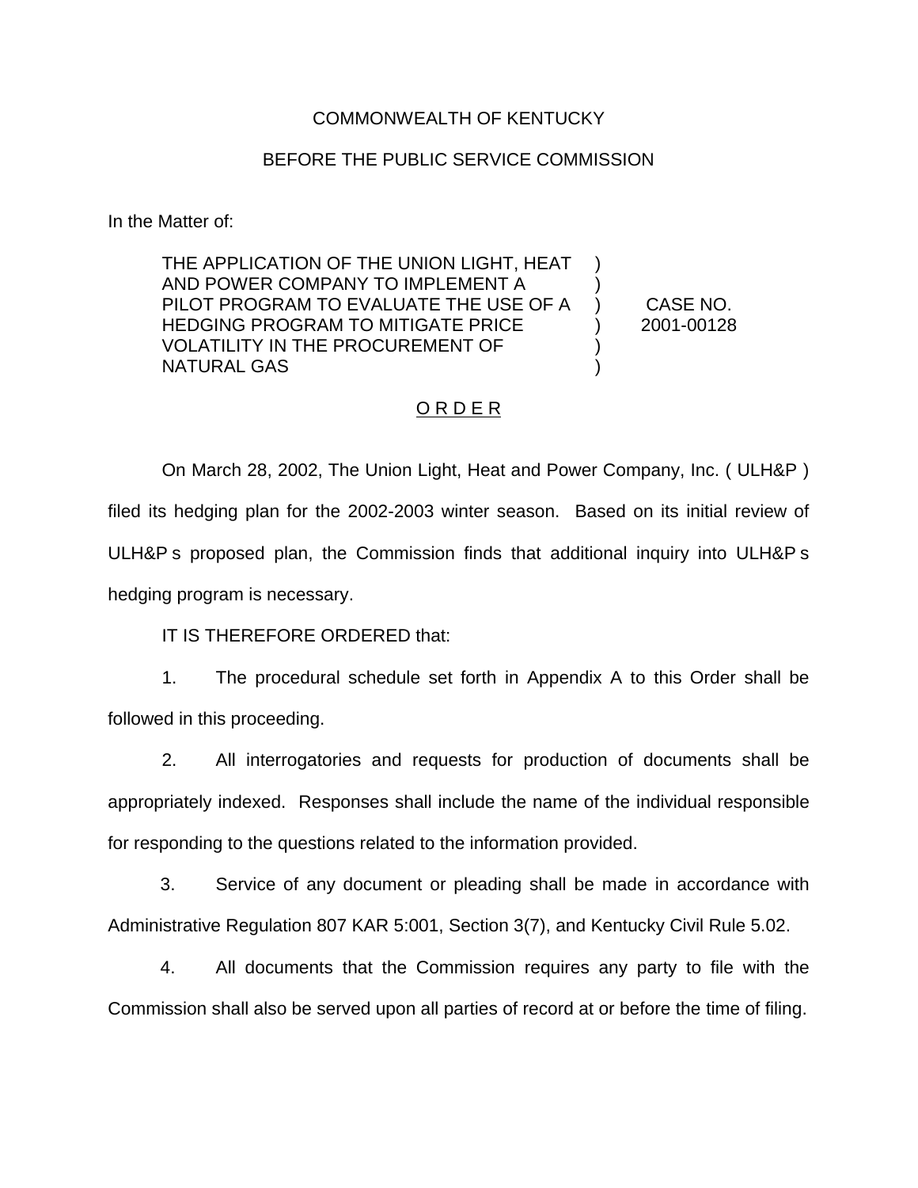COMMONWEALTH OF KENTUCKY

BEFORE THE PUBLIC SERVICE COMMISSION

In the Matter of:

| | | |
|---|---|---|
| THE APPLICATION OF THE UNION LIGHT, HEAT AND POWER COMPANY TO IMPLEMENT A PILOT PROGRAM TO EVALUATE THE USE OF A HEDGING PROGRAM TO MITIGATE PRICE VOLATILITY IN THE PROCUREMENT OF NATURAL GAS | ) | CASE NO. 2001-00128 |

O R D E R

On March 28, 2002, The Union Light, Heat and Power Company, Inc. ( ULH&P ) filed its hedging plan for the 2002-2003 winter season. Based on its initial review of ULH&P s proposed plan, the Commission finds that additional inquiry into ULH&P s hedging program is necessary.

IT IS THEREFORE ORDERED that:

1. The procedural schedule set forth in Appendix A to this Order shall be followed in this proceeding.

2. All interrogatories and requests for production of documents shall be appropriately indexed. Responses shall include the name of the individual responsible for responding to the questions related to the information provided.

3. Service of any document or pleading shall be made in accordance with Administrative Regulation 807 KAR 5:001, Section 3(7), and Kentucky Civil Rule 5.02.

4. All documents that the Commission requires any party to file with the Commission shall also be served upon all parties of record at or before the time of filing.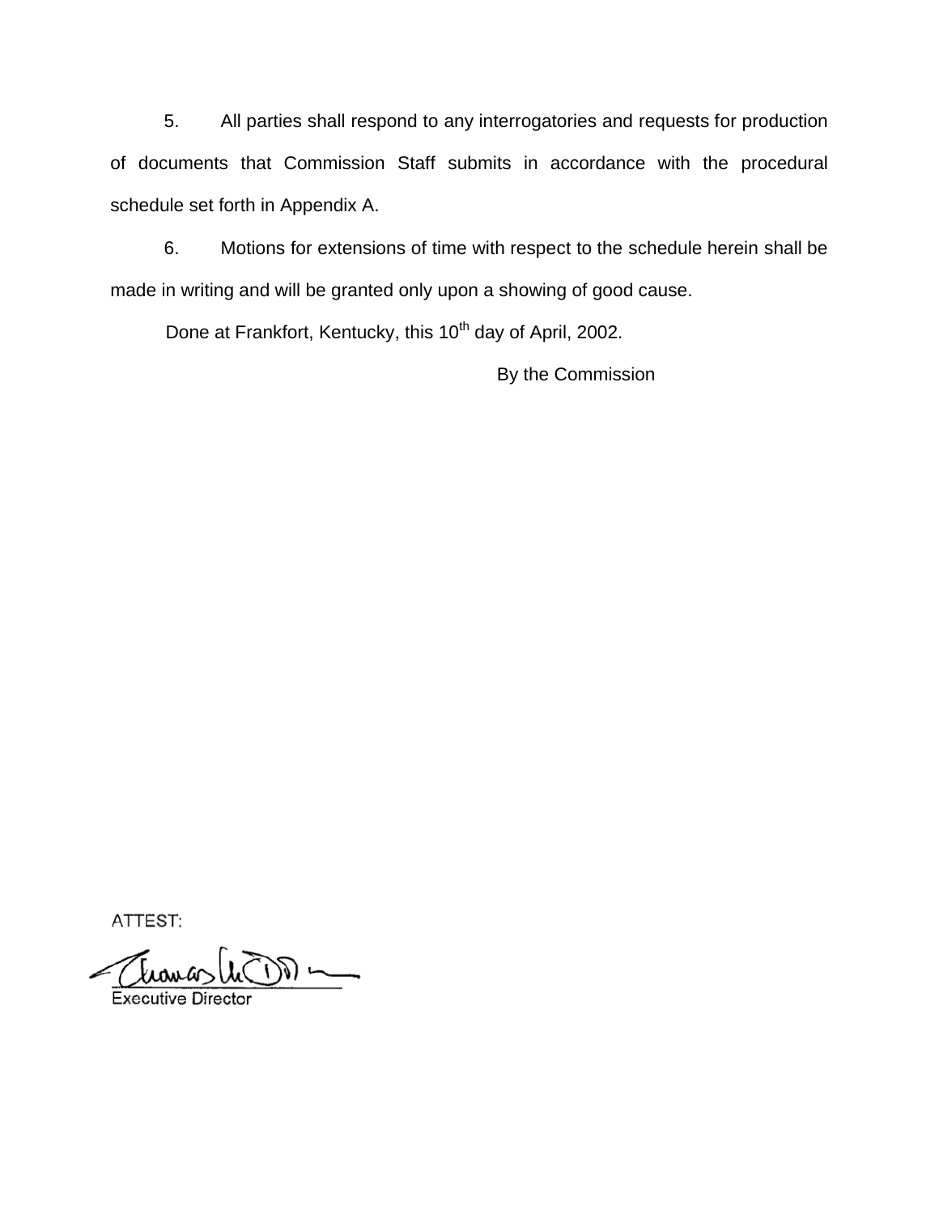5. All parties shall respond to any interrogatories and requests for production of documents that Commission Staff submits in accordance with the procedural schedule set forth in Appendix A.

6. Motions for extensions of time with respect to the schedule herein shall be made in writing and will be granted only upon a showing of good cause.

Done at Frankfort, Kentucky, this 10th day of April, 2002.

By the Commission

ATTEST:

Executive Director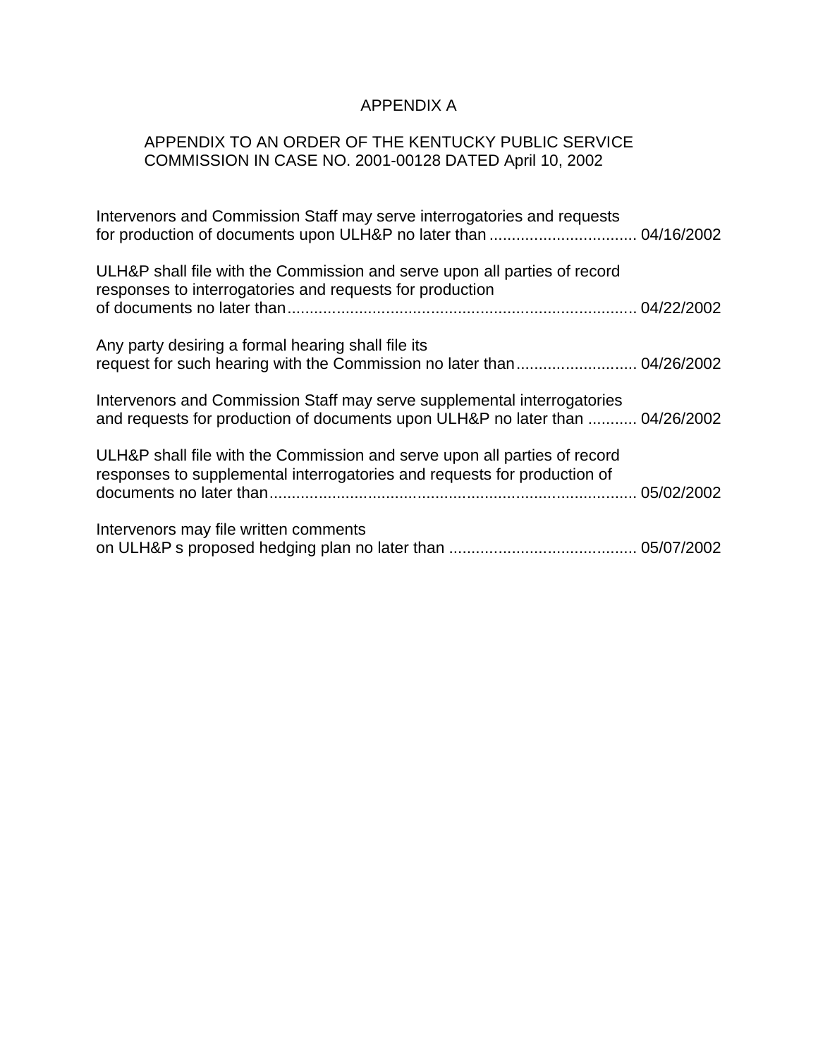# APPENDIX A

APPENDIX TO AN ORDER OF THE KENTUCKY PUBLIC SERVICE COMMISSION IN CASE NO. 2001-00128 DATED April 10, 2002

Intervenors and Commission Staff may serve interrogatories and requests for production of documents upon ULH&P no later than ................................ 04/16/2002

ULH&P shall file with the Commission and serve upon all parties of record responses to interrogatories and requests for production of documents no later than.............................................................................. 04/22/2002

Any party desiring a formal hearing shall file its request for such hearing with the Commission no later than........................... 04/26/2002

Intervenors and Commission Staff may serve supplemental interrogatories and requests for production of documents upon ULH&P no later than ........... 04/26/2002

ULH&P shall file with the Commission and serve upon all parties of record responses to supplemental interrogatories and requests for production of documents no later than.................................................................................. 05/02/2002

Intervenors may file written comments on ULH&P s proposed hedging plan no later than .......................................... 05/07/2002